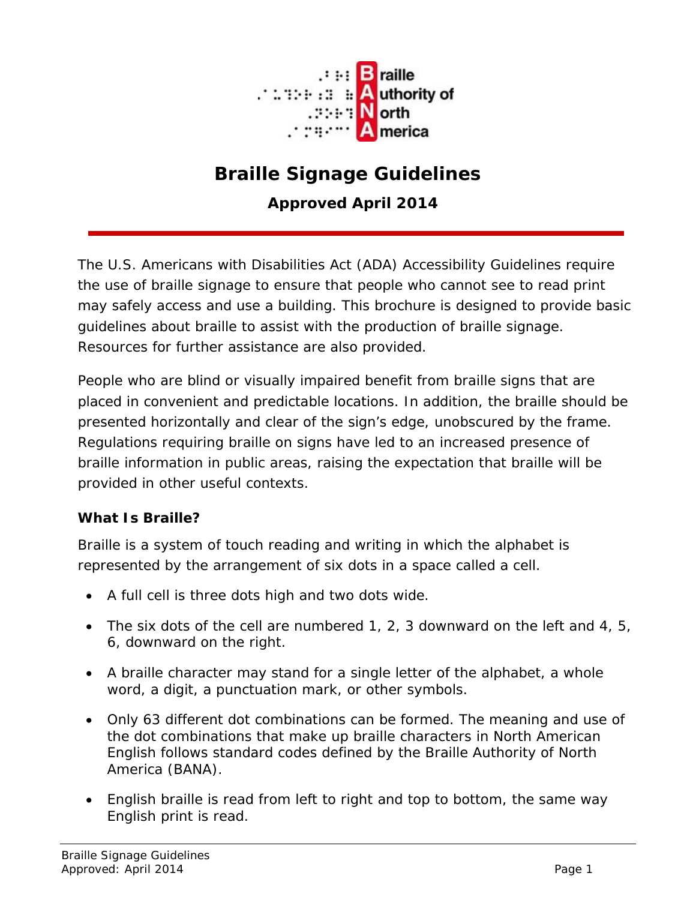Braille Authority of North America

# Braille Signage Guidelines

**Approved April 2014**

The U.S. Americans with Disabilities Act (ADA) Accessibility Guidelines require the use of braille signage to ensure that people who cannot see to read print may safely access and use a building. This brochure is designed to provide basic guidelines about braille to assist with the production of braille signage. Resources for further assistance are also provided.

People who are blind or visually impaired benefit from braille signs that are placed in convenient and predictable locations. In addition, the braille should be presented horizontally and clear of the sign's edge, unobscured by the frame. Regulations requiring braille on signs have led to an increased presence of braille information in public areas, raising the expectation that braille will be provided in other useful contexts.

### What Is Braille?

Braille is a system of touch reading and writing in which the alphabet is represented by the arrangement of six dots in a space called a cell.

- A full cell is three dots high and two dots wide.
- The six dots of the cell are numbered 1, 2, 3 downward on the left and 4, 5, 6, downward on the right.
- A braille character may stand for a single letter of the alphabet, a whole word, a digit, a punctuation mark, or other symbols.
- Only 63 different dot combinations can be formed. The meaning and use of the dot combinations that make up braille characters in North American English follows standard codes defined by the Braille Authority of North America (BANA).
- English braille is read from left to right and top to bottom, the same way English print is read.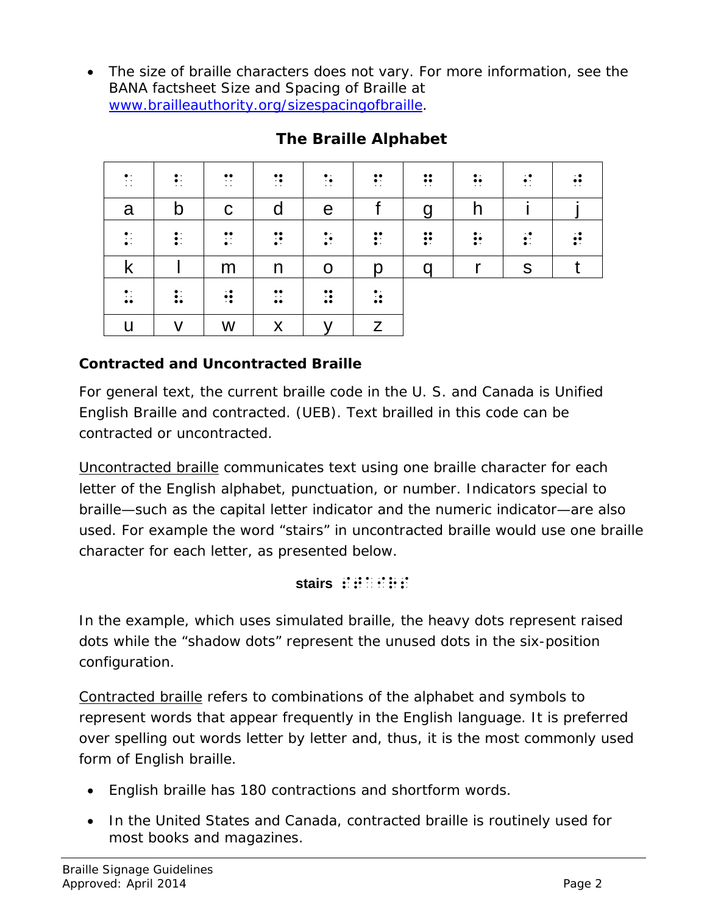- The size of braille characters does not vary. For more information, see the BANA factsheet Size and Spacing of Braille at [www.brailleauthority.org/sizespacingofbraille](http://www.brailleauthority.org/sizespacingofbraille).

## The Braille Alphabet

| ⠁ | ⠃ | ⠉ | ⠙ | ⠑ | ⠋ | ⠛ | ⠓ | ⠊ | ⠚ |
|---|---|---|---|---|---|---|---|---|---|
| a | b | c | d | e | f | g | h | i | j |
| ⠅ | ⠇ | ⠍ | ⠝ | ⠕ | ⠏ | ⠟ | ⠗ | ⠎ | ⠞ |
| k | l | m | n | o | p | q | r | s | t |
| ⠥ | ⠧ | ⠺ | ⠭ | ⠽ | ⠵ | | | | |
| u | v | w | x | y | z | | | | |

### Contracted and Uncontracted Braille

For general text, the current braille code in the U. S. and Canada is Unified English Braille and contracted. (UEB). Text brailled in this code can be contracted or uncontracted.

Uncontracted braille communicates text using one braille character for each letter of the English alphabet, punctuation, or number. Indicators special to braille—such as the capital letter indicator and the numeric indicator—are also used. For example the word "stairs" in uncontracted braille would use one braille character for each letter, as presented below.

**stairs** ⠎⠞⠁⠊⠗⠎

In the example, which uses simulated braille, the heavy dots represent raised dots while the "shadow dots" represent the unused dots in the six-position configuration.

Contracted braille refers to combinations of the alphabet and symbols to represent words that appear frequently in the English language. It is preferred over spelling out words letter by letter and, thus, it is the most commonly used form of English braille.

- English braille has 180 contractions and shortform words.
- In the United States and Canada, contracted braille is routinely used for most books and magazines.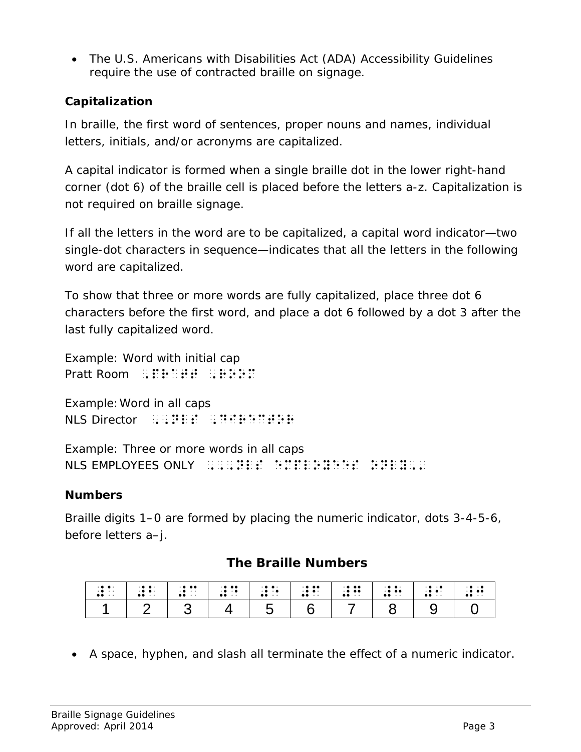- The U.S. Americans with Disabilities Act (ADA) Accessibility Guidelines require the use of contracted braille on signage.

### Capitalization

In braille, the first word of sentences, proper nouns and names, individual letters, initials, and/or acronyms are capitalized.

A capital indicator is formed when a single braille dot in the lower right-hand corner (dot 6) of the braille cell is placed before the letters a-z. Capitalization is not required on braille signage.

If all the letters in the word are to be capitalized, a capital word indicator—two single-dot characters in sequence—indicates that all the letters in the following word are capitalized.

To show that three or more words are fully capitalized, place three dot 6 characters before the first word, and place a dot 6 followed by a dot 3 after the last fully capitalized word.

Example: Word with initial cap
Pratt Room ⠠⠏⠗⠁⠞⠞ ⠠⠗⠕⠕⠍

Example: Word in all caps
NLS Director ⠠⠠⠝⠇⠎ ⠠⠙⠊⠗⠑⠉⠞⠕⠗

Example: Three or more words in all caps
NLS EMPLOYEES ONLY ⠠⠠⠠⠝⠇⠎ ⠑⠍⠏⠇⠕⠽⠑⠑⠎ ⠕⠝⠇⠽⠠⠄

### Numbers

Braille digits 1–0 are formed by placing the numeric indicator, dots 3-4-5-6, before letters a–j.

**The Braille Numbers**

| ⠼⠁ | ⠼⠃ | ⠼⠉ | ⠼⠙ | ⠼⠑ | ⠼⠋ | ⠼⠛ | ⠼⠓ | ⠼⠊ | ⠼⠚ |
|---|---|---|---|---|---|---|---|---|---|
| 1 | 2 | 3 | 4 | 5 | 6 | 7 | 8 | 9 | 0 |

- A space, hyphen, and slash all terminate the effect of a numeric indicator.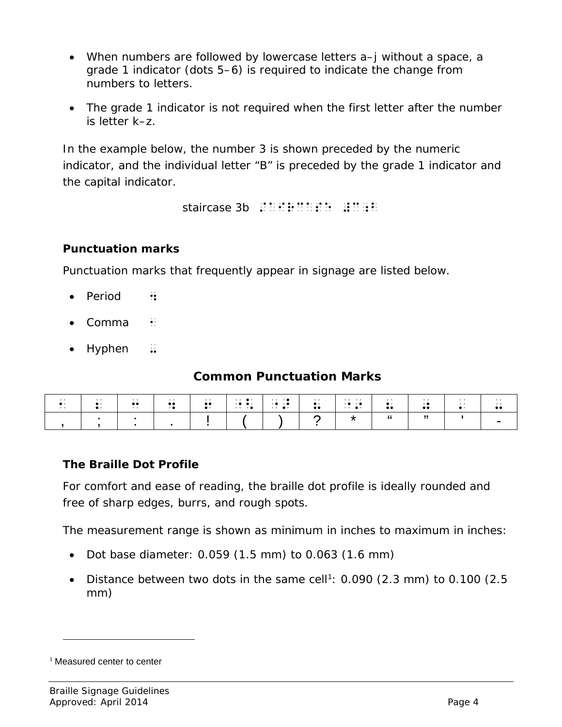- When numbers are followed by lowercase letters a–j without a space, a grade 1 indicator (dots 5–6) is required to indicate the change from numbers to letters.
- The grade 1 indicator is not required when the first letter after the number is letter k–z.

In the example below, the number 3 is shown preceded by the numeric indicator, and the individual letter “B” is preceded by the grade 1 indicator and the capital indicator.

staircase 3b ⠌⠁⠊⠗⠉⠁⠎⠑ ⠼⠉⠰⠃

**Punctuation marks**

Punctuation marks that frequently appear in signage are listed below.

- Period ⠲
- Comma ⠂
- Hyphen ⠤

**Common Punctuation Marks**

| ⠂ | ⠆ | ⠒ | ⠲ | ⠖ | ⠐⠣ | ⠐⠜ | ⠦ | ⠐⠔ | ⠦ | ⠴ | ⠄ | ⠤ |
|---|---|---|---|---|---|---|---|---|---|---|---|---|
| , | ; | : | . | ! | ( | ) | ? | * | “ | ” | ' | - |

**The Braille Dot Profile**

For comfort and ease of reading, the braille dot profile is ideally rounded and free of sharp edges, burrs, and rough spots.

The measurement range is shown as minimum in inches to maximum in inches:

- Dot base diameter: 0.059 (1.5 mm) to 0.063 (1.6 mm)
- Distance between two dots in the same cell[1]: 0.090 (2.3 mm) to 0.100 (2.5 mm)

[1] Measured center to center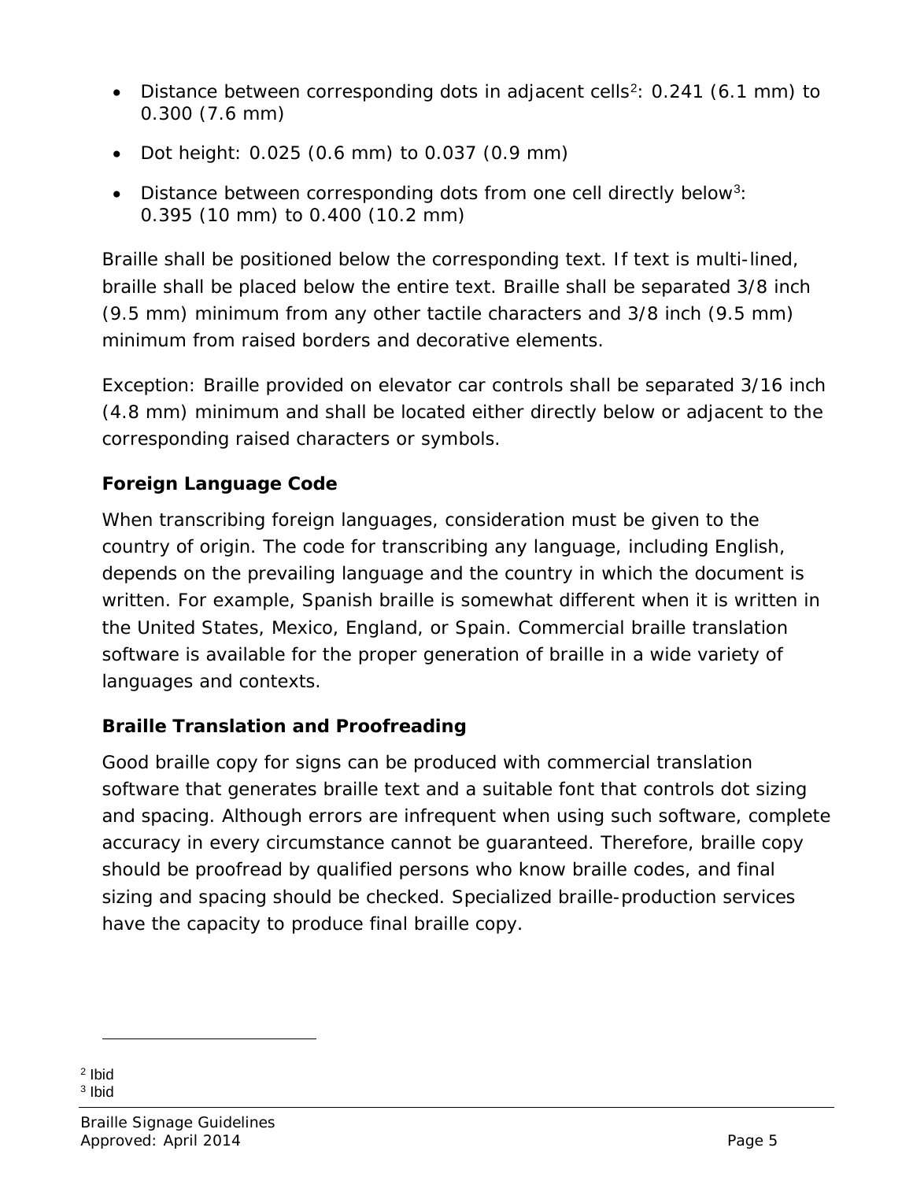- Distance between corresponding dots in adjacent cells[2]: 0.241 (6.1 mm) to 0.300 (7.6 mm)
- Dot height: 0.025 (0.6 mm) to 0.037 (0.9 mm)
- Distance between corresponding dots from one cell directly below[3]: 0.395 (10 mm) to 0.400 (10.2 mm)

Braille shall be positioned below the corresponding text. If text is multi-lined, braille shall be placed below the entire text. Braille shall be separated 3/8 inch (9.5 mm) minimum from any other tactile characters and 3/8 inch (9.5 mm) minimum from raised borders and decorative elements.

Exception: Braille provided on elevator car controls shall be separated 3/16 inch (4.8 mm) minimum and shall be located either directly below or adjacent to the corresponding raised characters or symbols.

### Foreign Language Code

When transcribing foreign languages, consideration must be given to the country of origin. The code for transcribing any language, including English, depends on the prevailing language and the country in which the document is written. For example, Spanish braille is somewhat different when it is written in the United States, Mexico, England, or Spain. Commercial braille translation software is available for the proper generation of braille in a wide variety of languages and contexts.

### Braille Translation and Proofreading

Good braille copy for signs can be produced with commercial translation software that generates braille text and a suitable font that controls dot sizing and spacing. Although errors are infrequent when using such software, complete accuracy in every circumstance cannot be guaranteed. Therefore, braille copy should be proofread by qualified persons who know braille codes, and final sizing and spacing should be checked. Specialized braille-production services have the capacity to produce final braille copy.

---

[2] Ibid

[3] Ibid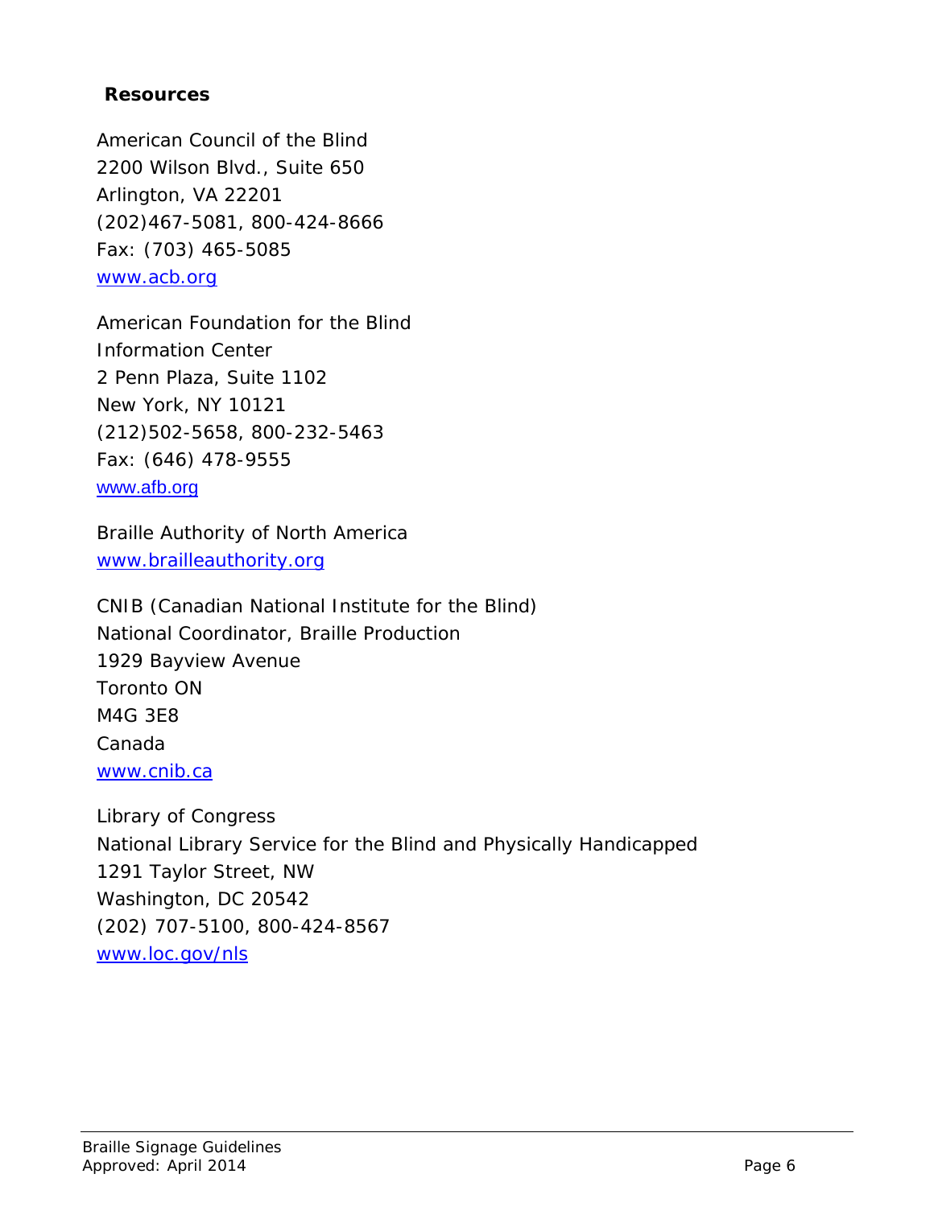## Resources

American Council of the Blind
2200 Wilson Blvd., Suite 650
Arlington, VA 22201
(202)467-5081, 800-424-8666
Fax: (703) 465-5085
[www.acb.org](http://www.acb.org)

American Foundation for the Blind
Information Center
2 Penn Plaza, Suite 1102
New York, NY 10121
(212)502-5658, 800-232-5463
Fax: (646) 478-9555
[www.afb.org](http://www.afb.org)

Braille Authority of North America
[www.brailleauthority.org](http://www.brailleauthority.org)

CNIB (Canadian National Institute for the Blind)
National Coordinator, Braille Production
1929 Bayview Avenue
Toronto ON
M4G 3E8
Canada
[www.cnib.ca](http://www.cnib.ca)

Library of Congress
National Library Service for the Blind and Physically Handicapped
1291 Taylor Street, NW
Washington, DC 20542
(202) 707-5100, 800-424-8567
[www.loc.gov/nls](http://www.loc.gov/nls)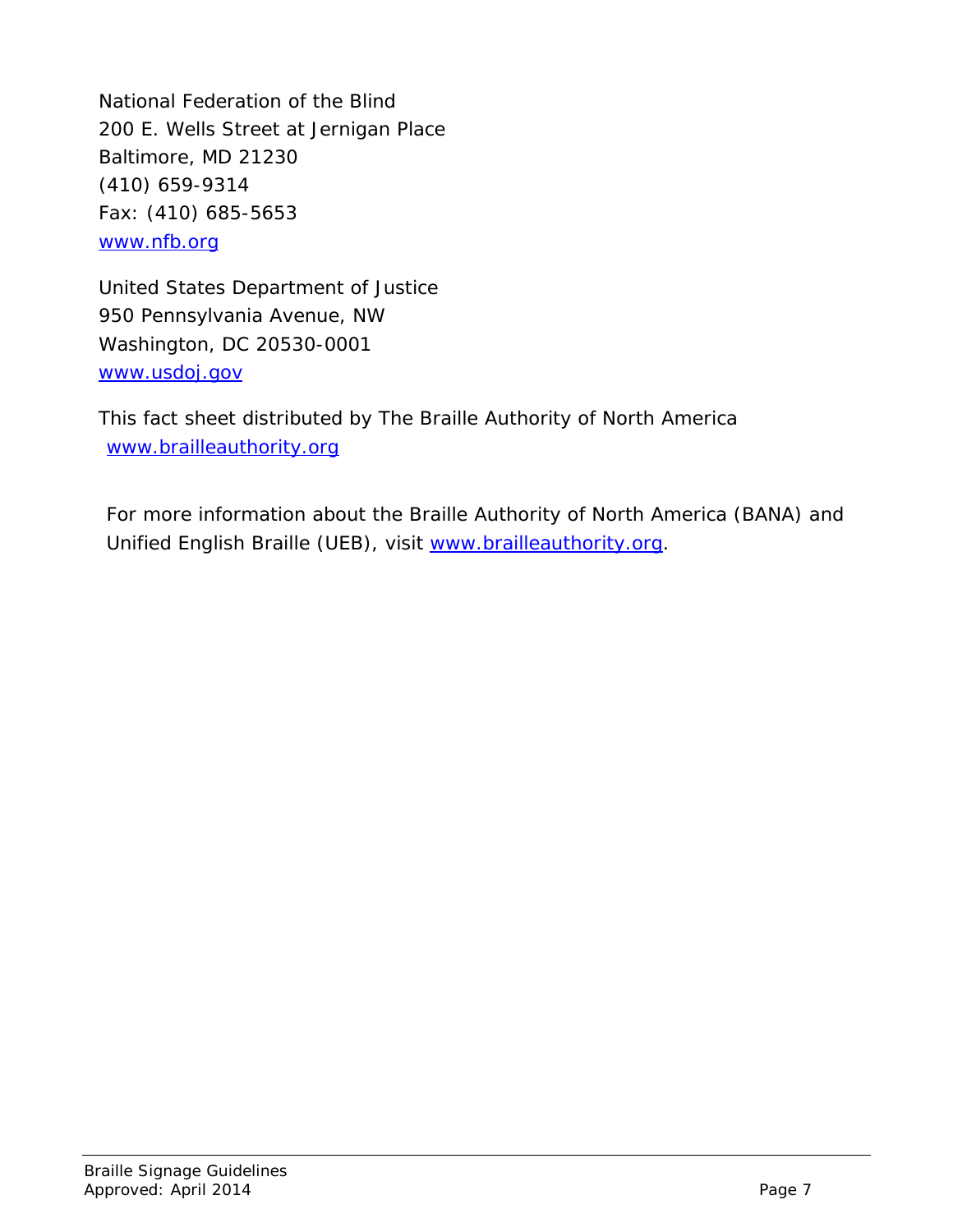National Federation of the Blind
200 E. Wells Street at Jernigan Place
Baltimore, MD 21230
(410) 659-9314
Fax: (410) 685-5653
www.nfb.org

United States Department of Justice
950 Pennsylvania Avenue, NW
Washington, DC 20530-0001
www.usdoj.gov

This fact sheet distributed by The Braille Authority of North America
www.brailleauthority.org

For more information about the Braille Authority of North America (BANA) and Unified English Braille (UEB), visit www.brailleauthority.org.